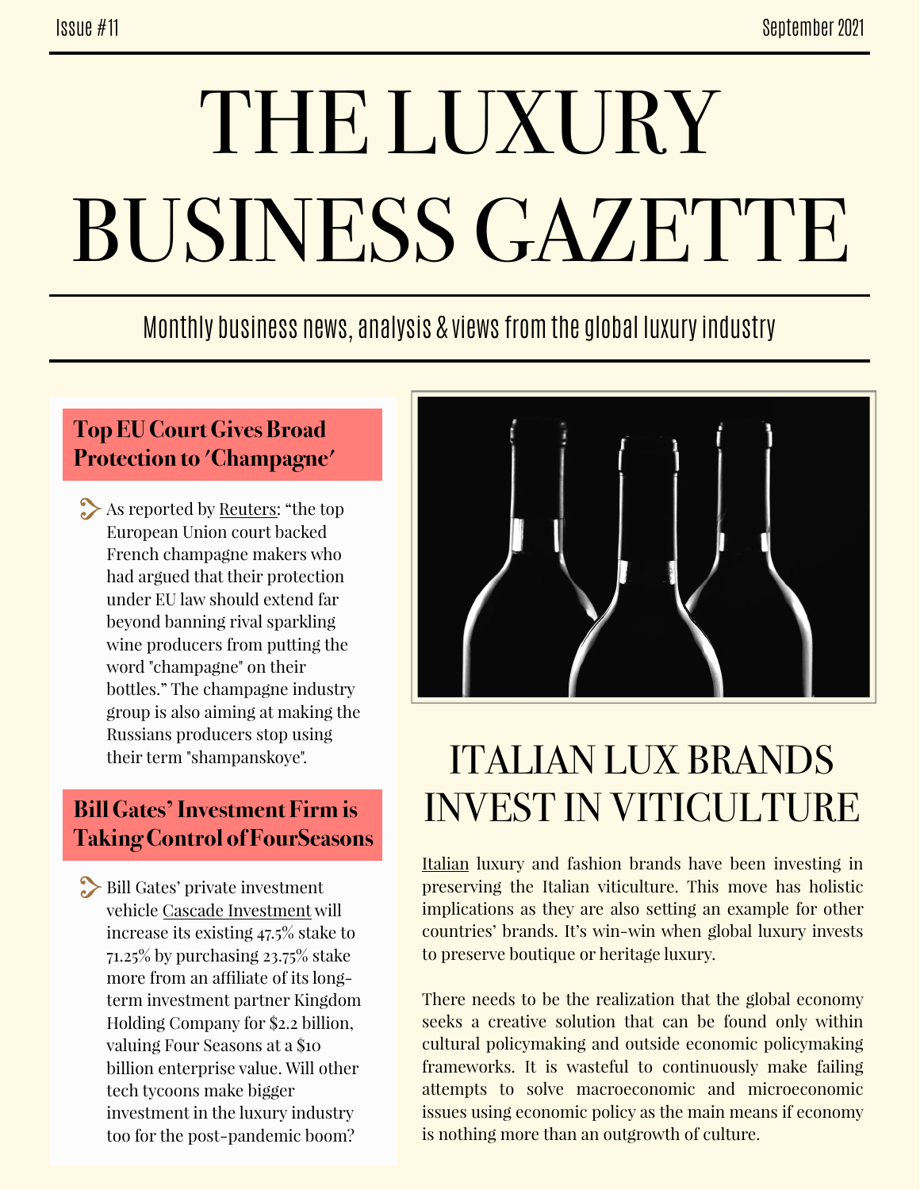Issue #11 September 2021

# THE LUXURY BUSINESS GAZETTE

Monthly business news, analysis & views from the global luxury industry

## Top EU Court Gives Broad Protection to 'Champagne'

- As reported by Reuters: "the top European Union court backed French champagne makers who had argued that their protection under EU law should extend far beyond banning rival sparkling wine producers from putting the word "champagne" on their bottles." The champagne industry group is also aiming at making the Russians producers stop using their term "shampanskoye".

## Bill Gates' Investment Firm is Taking Control of FourSeasons

- Bill Gates' private investment vehicle Cascade Investment will increase its existing 47.5% stake to 71.25% by purchasing 23.75% stake more from an affiliate of its long-term investment partner Kingdom Holding Company for $2.2 billion, valuing Four Seasons at a $10 billion enterprise value. Will other tech tycoons make bigger investment in the luxury industry too for the post-pandemic boom?

## ITALIAN LUX BRANDS INVEST IN VITICULTURE

Italian luxury and fashion brands have been investing in preserving the Italian viticulture. This move has holistic implications as they are also setting an example for other countries' brands. It's win-win when global luxury invests to preserve boutique or heritage luxury.

There needs to be the realization that the global economy seeks a creative solution that can be found only within cultural policymaking and outside economic policymaking frameworks. It is wasteful to continuously make failing attempts to solve macroeconomic and microeconomic issues using economic policy as the main means if economy is nothing more than an outgrowth of culture.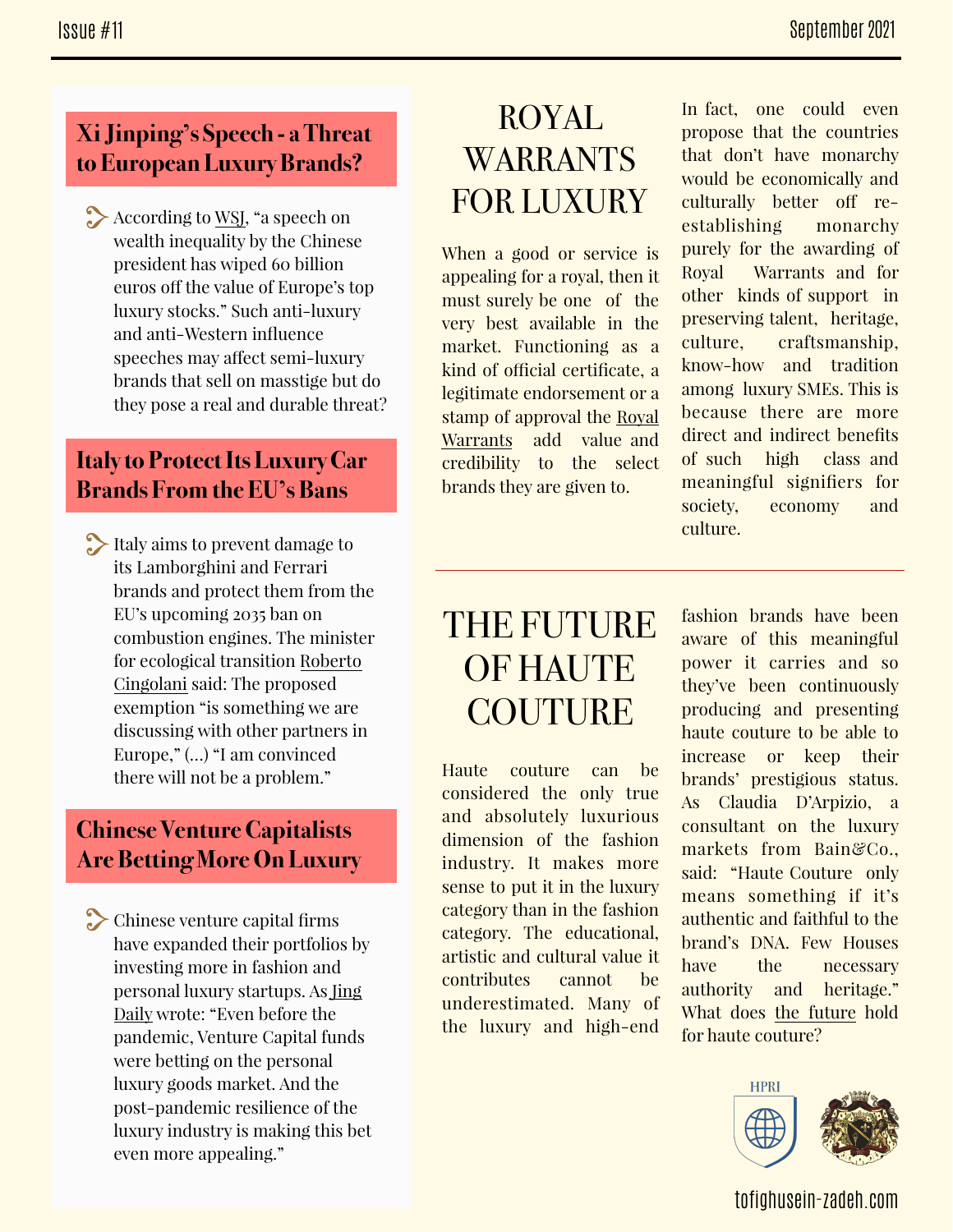## Xi Jinping's Speech - a Threat to European Luxury Brands?

- According to WSJ, "a speech on wealth inequality by the Chinese president has wiped 60 billion euros off the value of Europe's top luxury stocks." Such anti-luxury and anti-Western influence speeches may affect semi-luxury brands that sell on masstige but do they pose a real and durable threat?

## Italy to Protect Its Luxury Car Brands From the EU's Bans

- Italy aims to prevent damage to its Lamborghini and Ferrari brands and protect them from the EU's upcoming 2035 ban on combustion engines. The minister for ecological transition Roberto Cingolani said: The proposed exemption "is something we are discussing with other partners in Europe," (...) "I am convinced there will not be a problem."

## Chinese Venture Capitalists Are Betting More On Luxury

- Chinese venture capital firms have expanded their portfolios by investing more in fashion and personal luxury startups. As Jing Daily wrote: "Even before the pandemic, Venture Capital funds were betting on the personal luxury goods market. And the post-pandemic resilience of the luxury industry is making this bet even more appealing."

# ROYAL WARRANTS FOR LUXURY

When a good or service is appealing for a royal, then it must surely be one of the very best available in the market. Functioning as a kind of official certificate, a legitimate endorsement or a stamp of approval the Royal Warrants add value and credibility to the select brands they are given to.

In fact, one could even propose that the countries that don't have monarchy would be economically and culturally better off re-establishing monarchy purely for the awarding of Royal Warrants and for other kinds of support in preserving talent, heritage, culture, craftsmanship, know-how and tradition among luxury SMEs. This is because there are more direct and indirect benefits of such high class and meaningful signifiers for society, economy and culture.

# THE FUTURE OF HAUTE COUTURE

Haute couture can be considered the only true and absolutely luxurious dimension of the fashion industry. It makes more sense to put it in the luxury category than in the fashion category. The educational, artistic and cultural value it contributes cannot be underestimated. Many of the luxury and high-end fashion brands have been aware of this meaningful power it carries and so they've been continuously producing and presenting haute couture to be able to increase or keep their brands' prestigious status. As Claudia D'Arpizio, a consultant on the luxury markets from Bain&Co., said: "Haute Couture only means something if it's authentic and faithful to the brand's DNA. Few Houses have the necessary authority and heritage." What does the future hold for haute couture?

HPRI

tofighusein-zadeh.com